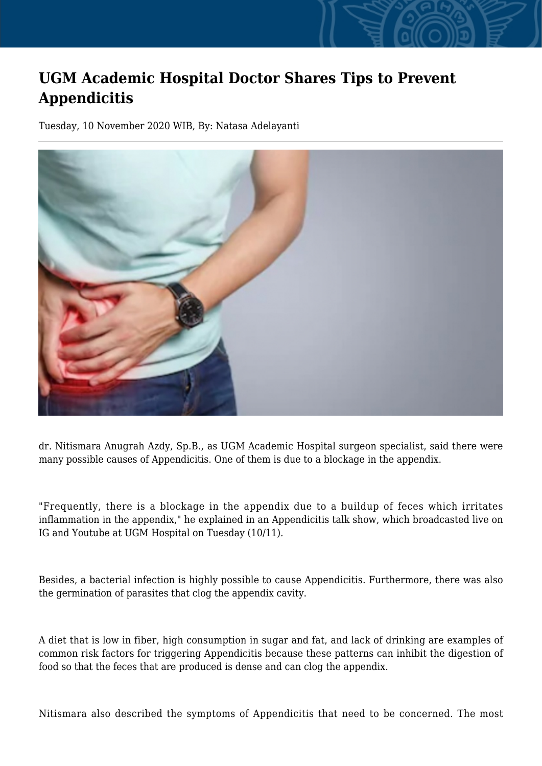# UGM Academic Hospital Doctor Shares Tips to Prevent Appendicitis

Tuesday, 10 November 2020 WIB, By: Natasa Adelayanti

dr. Nitismara Anugrah Azdy, Sp.B., as UGM Academic Hospital surgeon specialist, said there were many possible causes of Appendicitis. One of them is due to a blockage in the appendix.

"Frequently, there is a blockage in the appendix due to a buildup of feces which irritates inflammation in the appendix," he explained in an Appendicitis talk show, which broadcasted live on IG and Youtube at UGM Hospital on Tuesday (10/11).

Besides, a bacterial infection is highly possible to cause Appendicitis. Furthermore, there was also the germination of parasites that clog the appendix cavity.

A diet that is low in fiber, high consumption in sugar and fat, and lack of drinking are examples of common risk factors for triggering Appendicitis because these patterns can inhibit the digestion of food so that the feces that are produced is dense and can clog the appendix.

Nitismara also described the symptoms of Appendicitis that need to be concerned. The most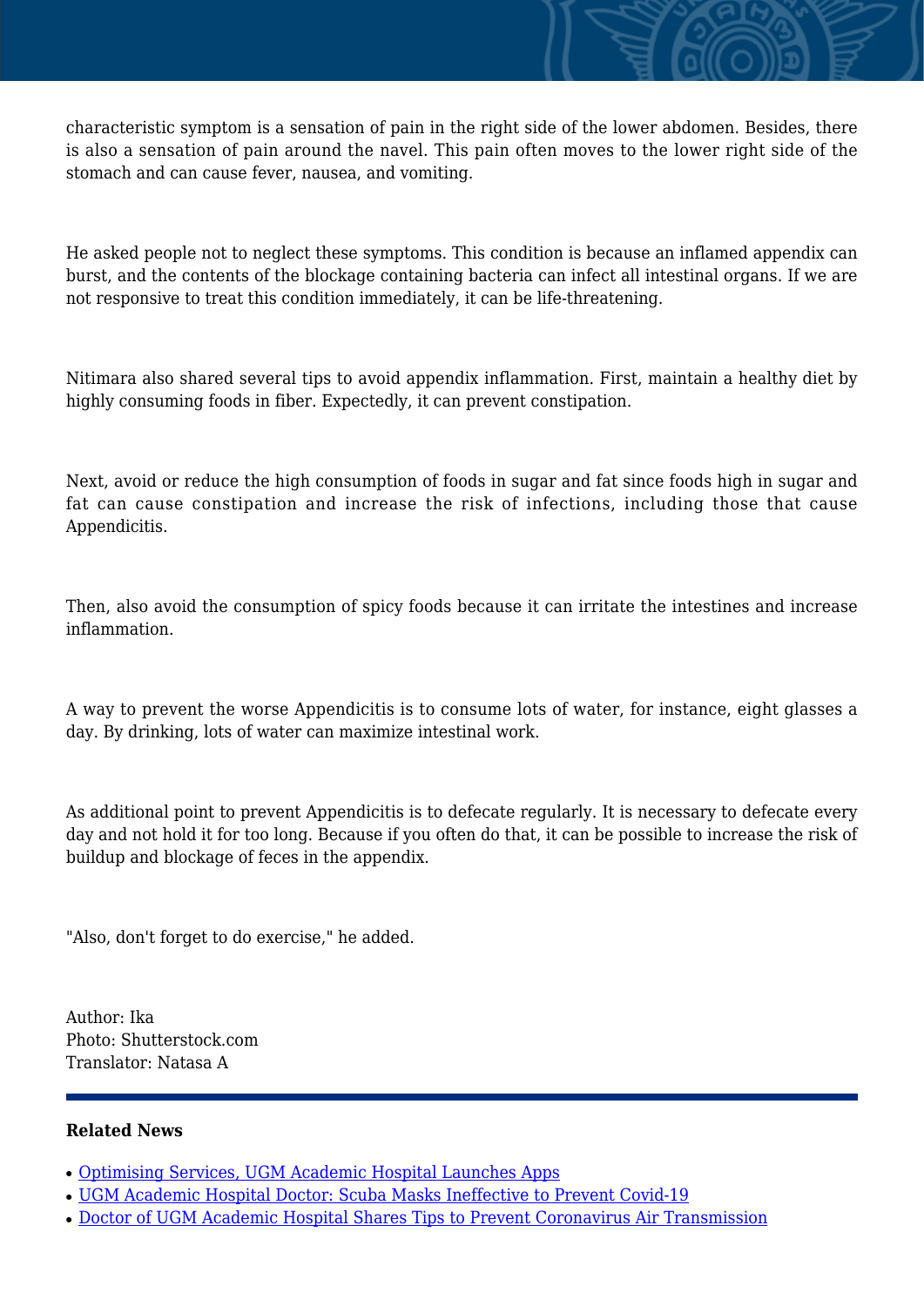characteristic symptom is a sensation of pain in the right side of the lower abdomen. Besides, there is also a sensation of pain around the navel. This pain often moves to the lower right side of the stomach and can cause fever, nausea, and vomiting.

He asked people not to neglect these symptoms. This condition is because an inflamed appendix can burst, and the contents of the blockage containing bacteria can infect all intestinal organs. If we are not responsive to treat this condition immediately, it can be life-threatening.

Nitimara also shared several tips to avoid appendix inflammation. First, maintain a healthy diet by highly consuming foods in fiber. Expectedly, it can prevent constipation.

Next, avoid or reduce the high consumption of foods in sugar and fat since foods high in sugar and fat can cause constipation and increase the risk of infections, including those that cause Appendicitis.

Then, also avoid the consumption of spicy foods because it can irritate the intestines and increase inflammation.

A way to prevent the worse Appendicitis is to consume lots of water, for instance, eight glasses a day. By drinking, lots of water can maximize intestinal work.

As additional point to prevent Appendicitis is to defecate regularly. It is necessary to defecate every day and not hold it for too long. Because if you often do that, it can be possible to increase the risk of buildup and blockage of feces in the appendix.

"Also, don't forget to do exercise," he added.

Author: Ika
Photo: Shutterstock.com
Translator: Natasa A

---

**Related News**

- Optimising Services, UGM Academic Hospital Launches Apps
- UGM Academic Hospital Doctor: Scuba Masks Ineffective to Prevent Covid-19
- Doctor of UGM Academic Hospital Shares Tips to Prevent Coronavirus Air Transmission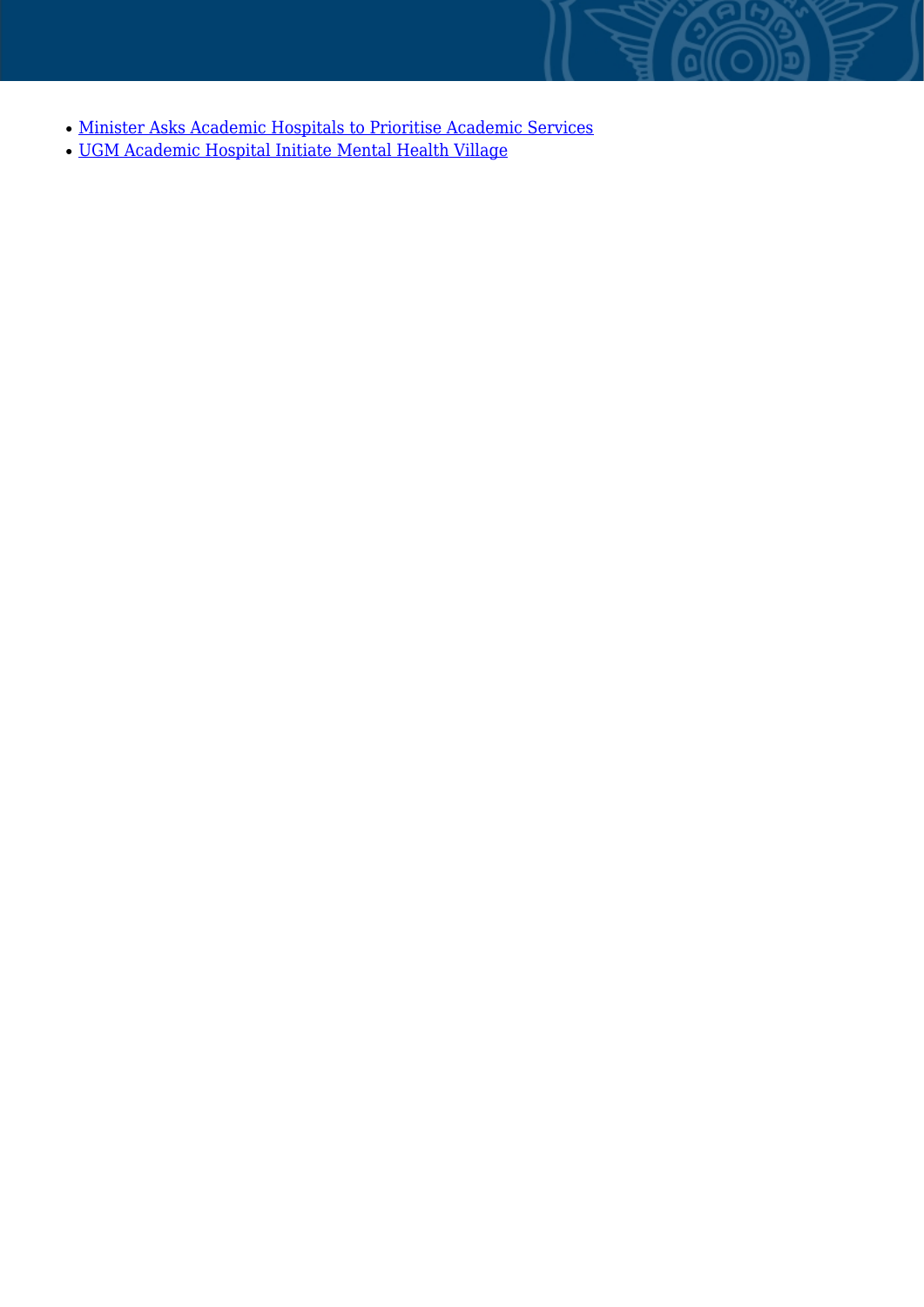- [Minister Asks Academic Hospitals to Prioritise Academic Services]
- [UGM Academic Hospital Initiate Mental Health Village]